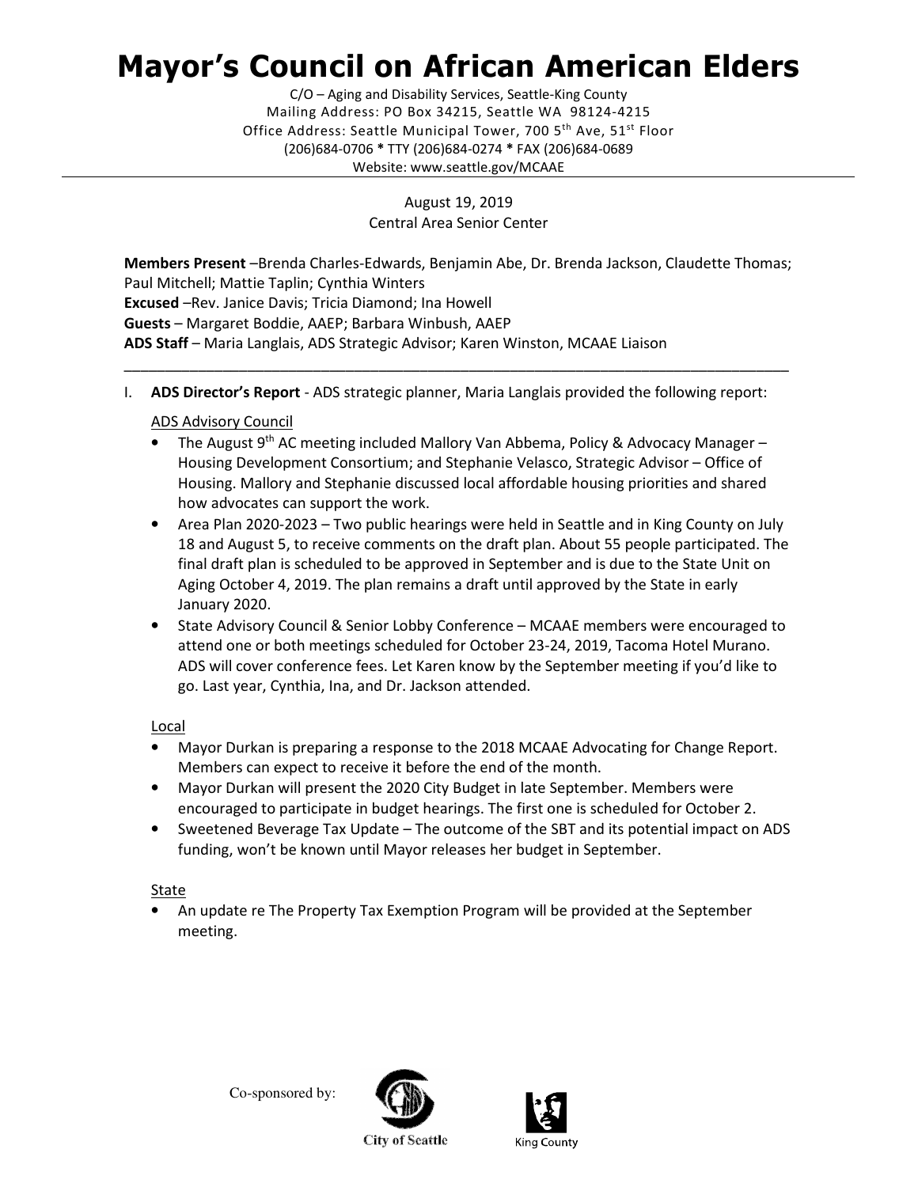# Mayor's Council on African American Elders

C/O – Aging and Disability Services, Seattle-King County
Mailing Address: PO Box 34215, Seattle WA 98124-4215
Office Address: Seattle Municipal Tower, 700 5th Ave, 51st Floor
(206)684-0706 * TTY (206)684-0274 * FAX (206)684-0689
Website: www.seattle.gov/MCAAE

August 19, 2019
Central Area Senior Center

**Members Present** –Brenda Charles-Edwards, Benjamin Abe, Dr. Brenda Jackson, Claudette Thomas; Paul Mitchell; Mattie Taplin; Cynthia Winters
**Excused** –Rev. Janice Davis; Tricia Diamond; Ina Howell
**Guests** – Margaret Boddie, AAEP; Barbara Winbush, AAEP
**ADS Staff** – Maria Langlais, ADS Strategic Advisor; Karen Winston, MCAAE Liaison

---

I. **ADS Director's Report** - ADS strategic planner, Maria Langlais provided the following report:

<u>ADS Advisory Council</u>

- The August 9th AC meeting included Mallory Van Abbema, Policy & Advocacy Manager – Housing Development Consortium; and Stephanie Velasco, Strategic Advisor – Office of Housing. Mallory and Stephanie discussed local affordable housing priorities and shared how advocates can support the work.
- Area Plan 2020-2023 – Two public hearings were held in Seattle and in King County on July 18 and August 5, to receive comments on the draft plan. About 55 people participated. The final draft plan is scheduled to be approved in September and is due to the State Unit on Aging October 4, 2019. The plan remains a draft until approved by the State in early January 2020.
- State Advisory Council & Senior Lobby Conference – MCAAE members were encouraged to attend one or both meetings scheduled for October 23-24, 2019, Tacoma Hotel Murano. ADS will cover conference fees. Let Karen know by the September meeting if you'd like to go. Last year, Cynthia, Ina, and Dr. Jackson attended.

<u>Local</u>

- Mayor Durkan is preparing a response to the 2018 MCAAE Advocating for Change Report. Members can expect to receive it before the end of the month.
- Mayor Durkan will present the 2020 City Budget in late September. Members were encouraged to participate in budget hearings. The first one is scheduled for October 2.
- Sweetened Beverage Tax Update – The outcome of the SBT and its potential impact on ADS funding, won't be known until Mayor releases her budget in September.

<u>State</u>

- An update re The Property Tax Exemption Program will be provided at the September meeting.

Co-sponsored by: City of Seattle, King County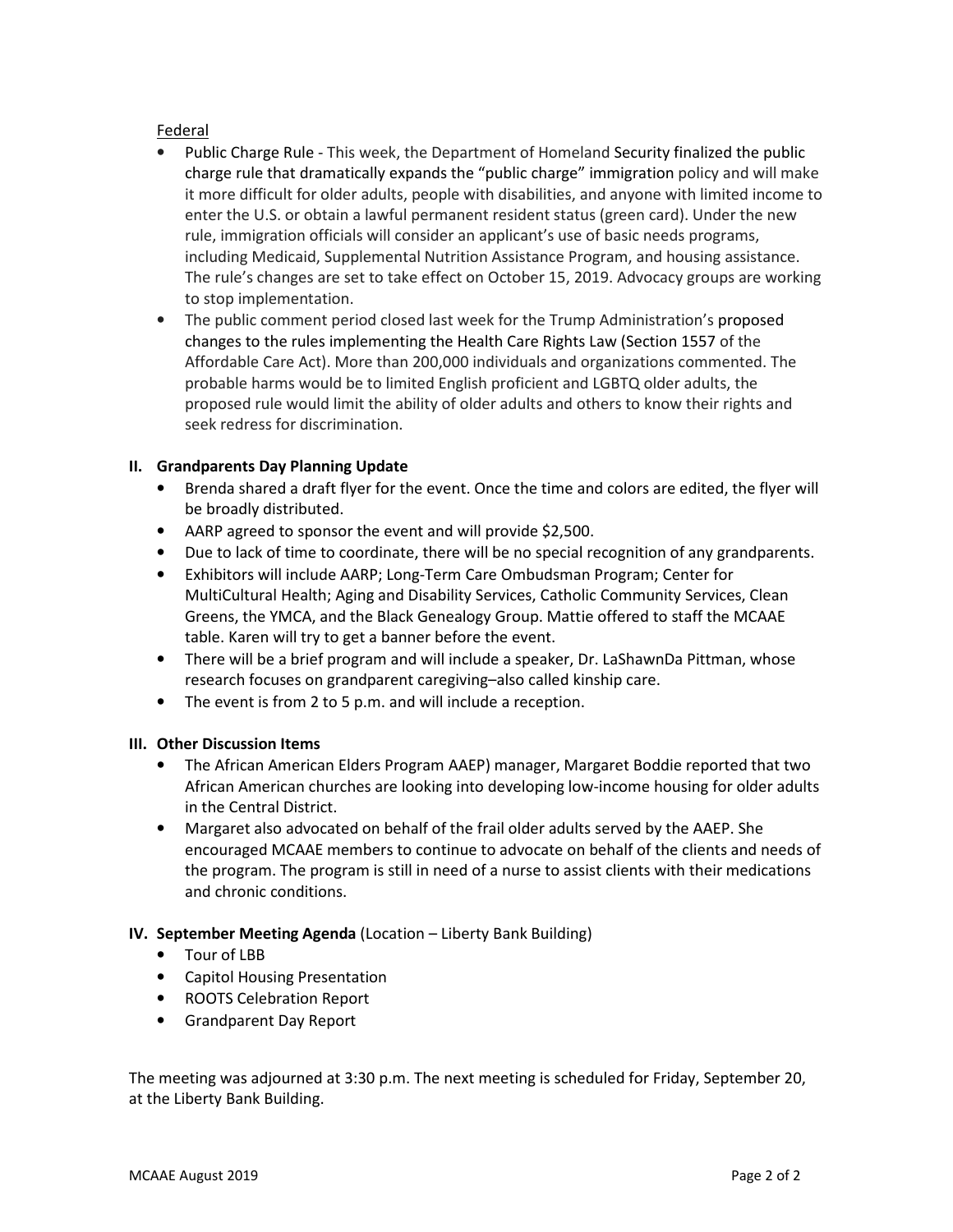Federal

- Public Charge Rule - This week, the Department of Homeland Security finalized the public charge rule that dramatically expands the "public charge" immigration policy and will make it more difficult for older adults, people with disabilities, and anyone with limited income to enter the U.S. or obtain a lawful permanent resident status (green card). Under the new rule, immigration officials will consider an applicant's use of basic needs programs, including Medicaid, Supplemental Nutrition Assistance Program, and housing assistance. The rule's changes are set to take effect on October 15, 2019. Advocacy groups are working to stop implementation.
- The public comment period closed last week for the Trump Administration's proposed changes to the rules implementing the Health Care Rights Law (Section 1557 of the Affordable Care Act). More than 200,000 individuals and organizations commented. The probable harms would be to limited English proficient and LGBTQ older adults, the proposed rule would limit the ability of older adults and others to know their rights and seek redress for discrimination.

## II. Grandparents Day Planning Update

- Brenda shared a draft flyer for the event. Once the time and colors are edited, the flyer will be broadly distributed.
- AARP agreed to sponsor the event and will provide $2,500.
- Due to lack of time to coordinate, there will be no special recognition of any grandparents.
- Exhibitors will include AARP; Long-Term Care Ombudsman Program; Center for MultiCultural Health; Aging and Disability Services, Catholic Community Services, Clean Greens, the YMCA, and the Black Genealogy Group. Mattie offered to staff the MCAAE table. Karen will try to get a banner before the event.
- There will be a brief program and will include a speaker, Dr. LaShawnDa Pittman, whose research focuses on grandparent caregiving–also called kinship care.
- The event is from 2 to 5 p.m. and will include a reception.

## III. Other Discussion Items

- The African American Elders Program AAEP) manager, Margaret Boddie reported that two African American churches are looking into developing low-income housing for older adults in the Central District.
- Margaret also advocated on behalf of the frail older adults served by the AAEP. She encouraged MCAAE members to continue to advocate on behalf of the clients and needs of the program. The program is still in need of a nurse to assist clients with their medications and chronic conditions.

## IV. September Meeting Agenda (Location – Liberty Bank Building)

- Tour of LBB
- Capitol Housing Presentation
- ROOTS Celebration Report
- Grandparent Day Report

The meeting was adjourned at 3:30 p.m. The next meeting is scheduled for Friday, September 20, at the Liberty Bank Building.